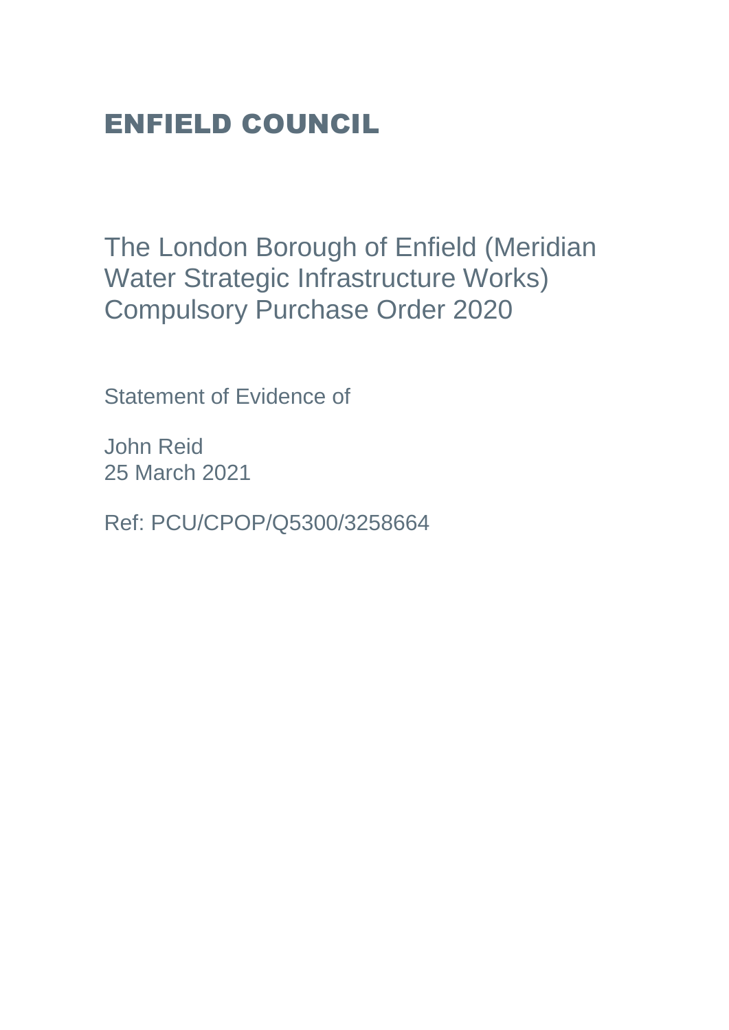# ENFIELD COUNCIL

## The London Borough of Enfield (Meridian Water Strategic Infrastructure Works) Compulsory Purchase Order 2020

Statement of Evidence of

John Reid
25 March 2021

Ref: PCU/CPOP/Q5300/3258664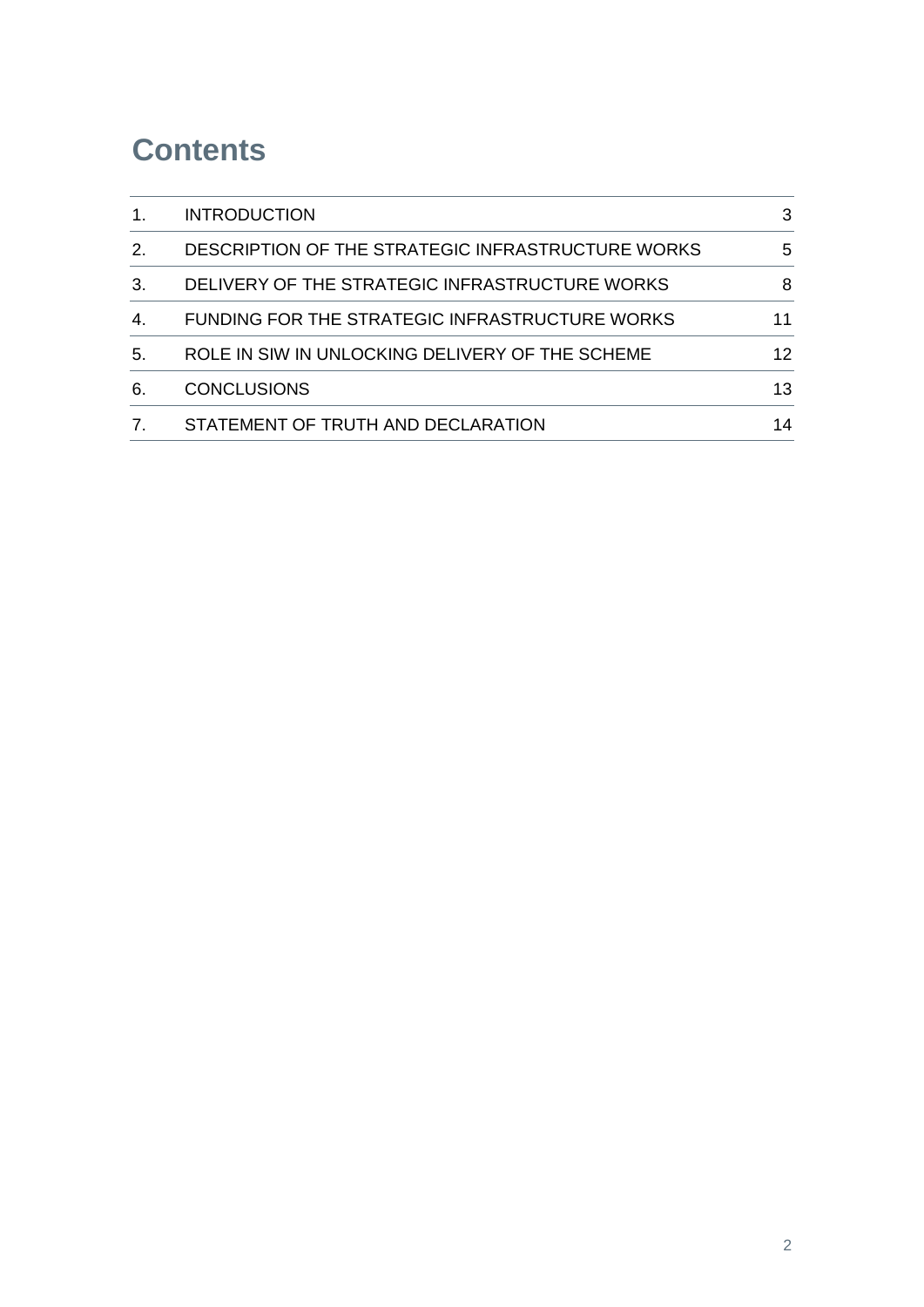# Contents

| | | |
|---|---|---|
| 1. | INTRODUCTION | 3 |
| 2. | DESCRIPTION OF THE STRATEGIC INFRASTRUCTURE WORKS | 5 |
| 3. | DELIVERY OF THE STRATEGIC INFRASTRUCTURE WORKS | 8 |
| 4. | FUNDING FOR THE STRATEGIC INFRASTRUCTURE WORKS | 11 |
| 5. | ROLE IN SIW IN UNLOCKING DELIVERY OF THE SCHEME | 12 |
| 6. | CONCLUSIONS | 13 |
| 7. | STATEMENT OF TRUTH AND DECLARATION | 14 |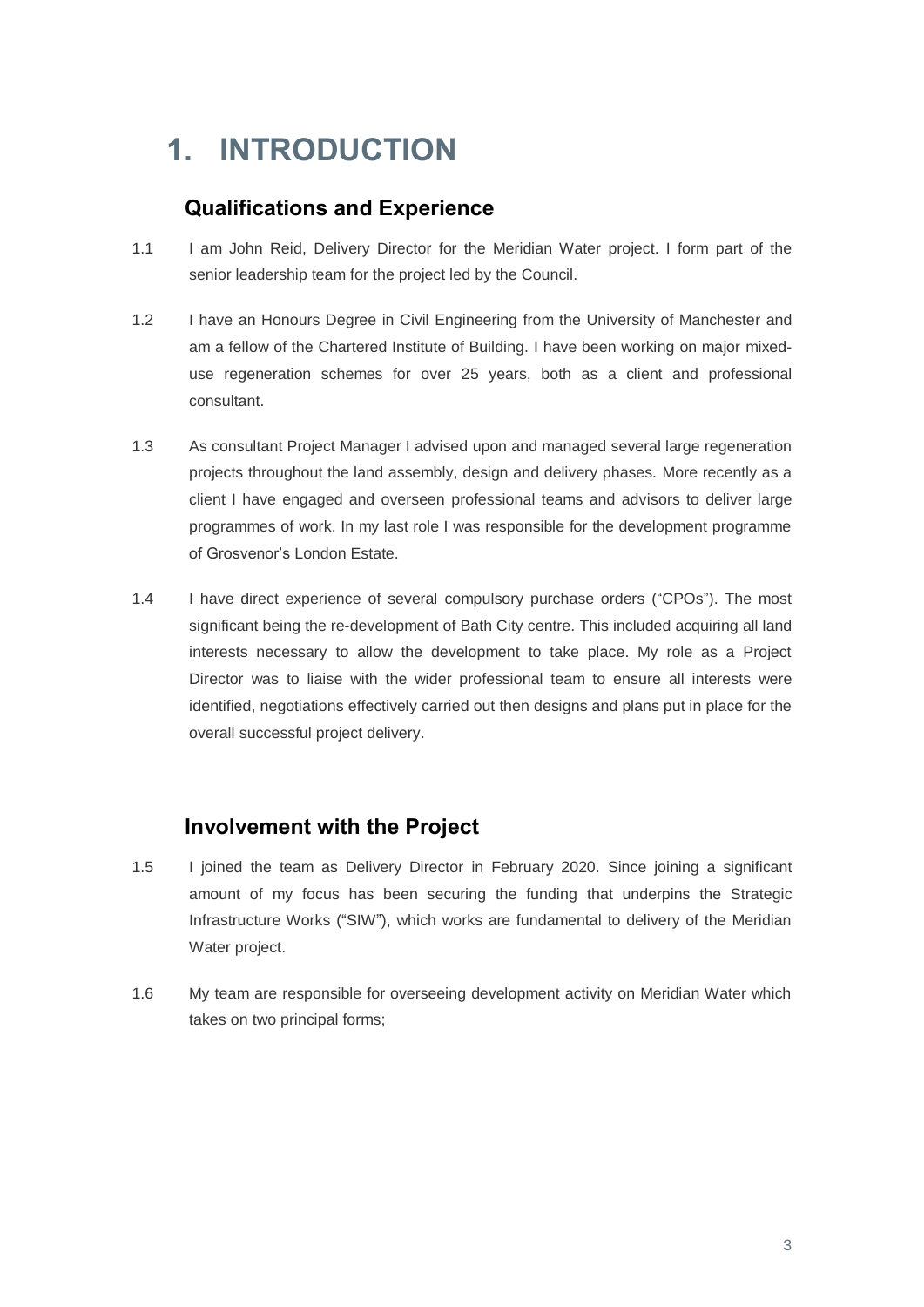# 1. INTRODUCTION

## Qualifications and Experience

1.1 I am John Reid, Delivery Director for the Meridian Water project. I form part of the senior leadership team for the project led by the Council.

1.2 I have an Honours Degree in Civil Engineering from the University of Manchester and am a fellow of the Chartered Institute of Building. I have been working on major mixed-use regeneration schemes for over 25 years, both as a client and professional consultant.

1.3 As consultant Project Manager I advised upon and managed several large regeneration projects throughout the land assembly, design and delivery phases. More recently as a client I have engaged and overseen professional teams and advisors to deliver large programmes of work. In my last role I was responsible for the development programme of Grosvenor's London Estate.

1.4 I have direct experience of several compulsory purchase orders ("CPOs"). The most significant being the re-development of Bath City centre. This included acquiring all land interests necessary to allow the development to take place. My role as a Project Director was to liaise with the wider professional team to ensure all interests were identified, negotiations effectively carried out then designs and plans put in place for the overall successful project delivery.

## Involvement with the Project

1.5 I joined the team as Delivery Director in February 2020. Since joining a significant amount of my focus has been securing the funding that underpins the Strategic Infrastructure Works ("SIW"), which works are fundamental to delivery of the Meridian Water project.

1.6 My team are responsible for overseeing development activity on Meridian Water which takes on two principal forms;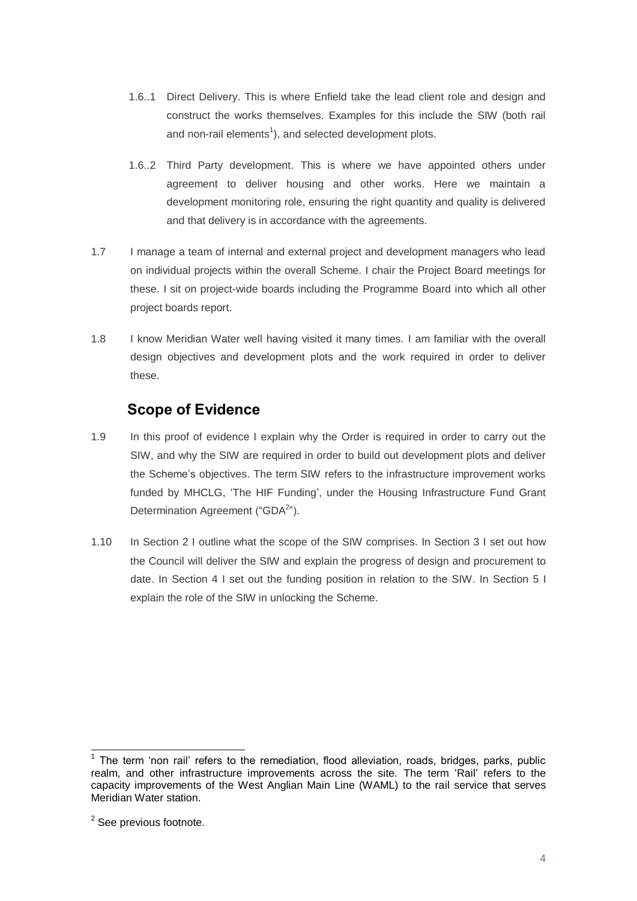1.6..1 Direct Delivery. This is where Enfield take the lead client role and design and construct the works themselves. Examples for this include the SIW (both rail and non-rail elements[1]), and selected development plots.

1.6..2 Third Party development. This is where we have appointed others under agreement to deliver housing and other works. Here we maintain a development monitoring role, ensuring the right quantity and quality is delivered and that delivery is in accordance with the agreements.

1.7 I manage a team of internal and external project and development managers who lead on individual projects within the overall Scheme. I chair the Project Board meetings for these. I sit on project-wide boards including the Programme Board into which all other project boards report.

1.8 I know Meridian Water well having visited it many times. I am familiar with the overall design objectives and development plots and the work required in order to deliver these.

## Scope of Evidence

1.9 In this proof of evidence I explain why the Order is required in order to carry out the SIW, and why the SIW are required in order to build out development plots and deliver the Scheme's objectives. The term SIW refers to the infrastructure improvement works funded by MHCLG, 'The HIF Funding', under the Housing Infrastructure Fund Grant Determination Agreement ("GDA[2]").

1.10 In Section 2 I outline what the scope of the SIW comprises. In Section 3 I set out how the Council will deliver the SIW and explain the progress of design and procurement to date. In Section 4 I set out the funding position in relation to the SIW. In Section 5 I explain the role of the SIW in unlocking the Scheme.

[1] The term 'non rail' refers to the remediation, flood alleviation, roads, bridges, parks, public realm, and other infrastructure improvements across the site. The term 'Rail' refers to the capacity improvements of the West Anglian Main Line (WAML) to the rail service that serves Meridian Water station.

[2] See previous footnote.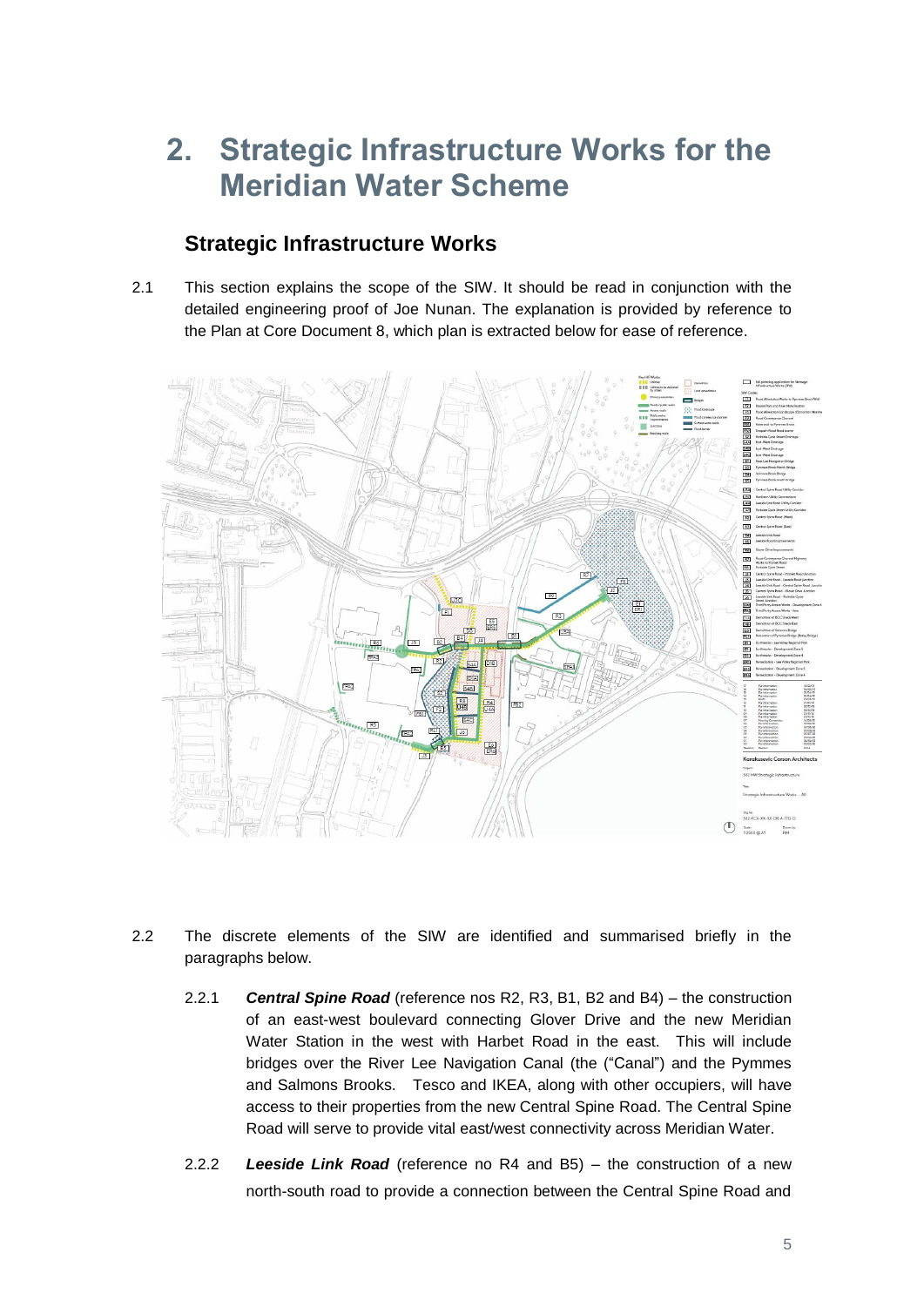# 2. Strategic Infrastructure Works for the Meridian Water Scheme

## Strategic Infrastructure Works

2.1 This section explains the scope of the SIW. It should be read in conjunction with the detailed engineering proof of Joe Nunan. The explanation is provided by reference to the Plan at Core Document 8, which plan is extracted below for ease of reference.

2.2 The discrete elements of the SIW are identified and summarised briefly in the paragraphs below.

2.2.1 ***Central Spine Road*** (reference nos R2, R3, B1, B2 and B4) – the construction of an east-west boulevard connecting Glover Drive and the new Meridian Water Station in the west with Harbet Road in the east. This will include bridges over the River Lee Navigation Canal (the ("Canal") and the Pymmes and Salmons Brooks. Tesco and IKEA, along with other occupiers, will have access to their properties from the new Central Spine Road. The Central Spine Road will serve to provide vital east/west connectivity across Meridian Water.

2.2.2 ***Leeside Link Road*** (reference no R4 and B5) – the construction of a new north-south road to provide a connection between the Central Spine Road and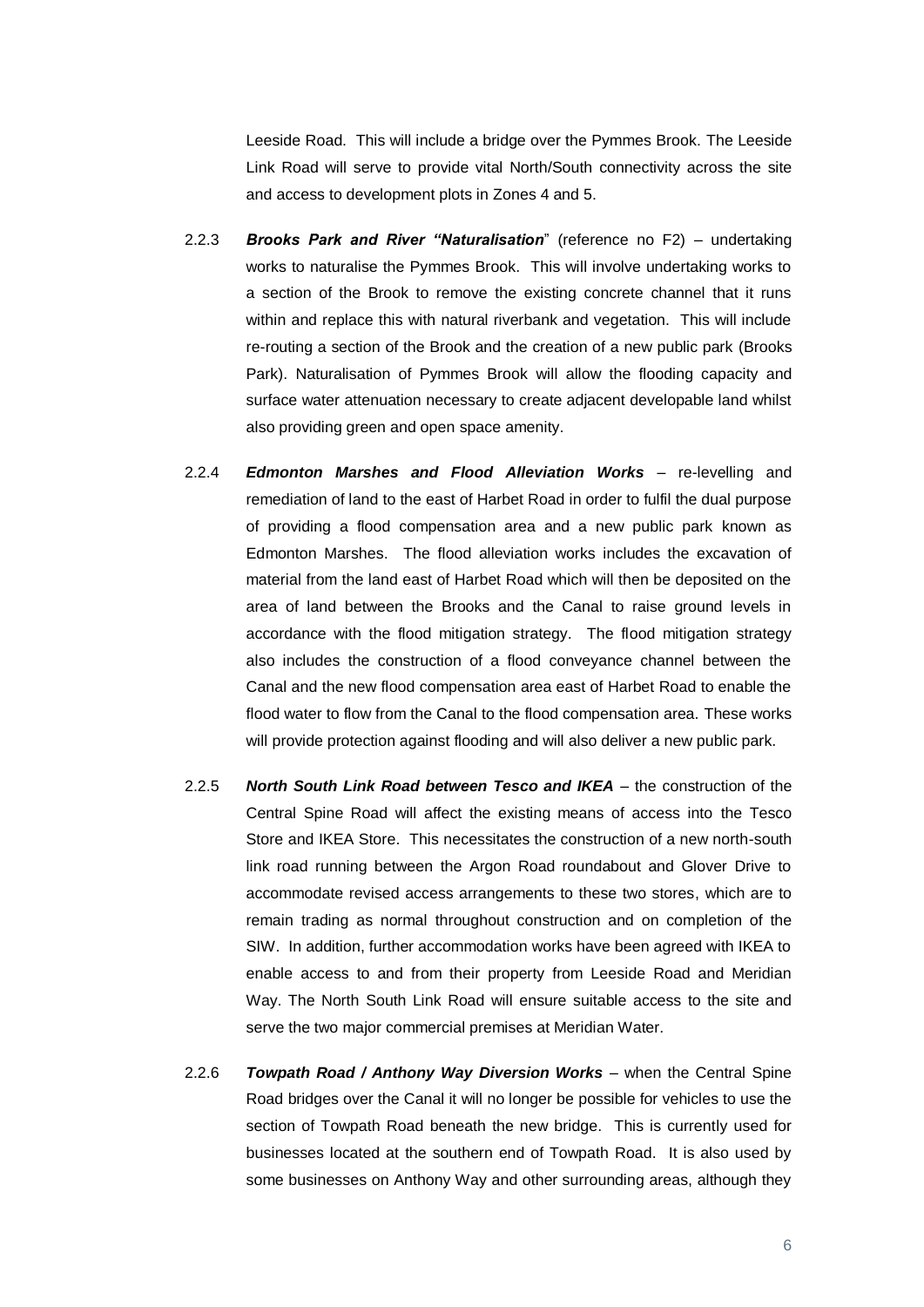Leeside Road. This will include a bridge over the Pymmes Brook. The Leeside Link Road will serve to provide vital North/South connectivity across the site and access to development plots in Zones 4 and 5.

2.2.3 ***Brooks Park and River "Naturalisation***" (reference no F2) – undertaking works to naturalise the Pymmes Brook. This will involve undertaking works to a section of the Brook to remove the existing concrete channel that it runs within and replace this with natural riverbank and vegetation. This will include re-routing a section of the Brook and the creation of a new public park (Brooks Park). Naturalisation of Pymmes Brook will allow the flooding capacity and surface water attenuation necessary to create adjacent developable land whilst also providing green and open space amenity.

2.2.4 ***Edmonton Marshes and Flood Alleviation Works*** – re-levelling and remediation of land to the east of Harbet Road in order to fulfil the dual purpose of providing a flood compensation area and a new public park known as Edmonton Marshes. The flood alleviation works includes the excavation of material from the land east of Harbet Road which will then be deposited on the area of land between the Brooks and the Canal to raise ground levels in accordance with the flood mitigation strategy. The flood mitigation strategy also includes the construction of a flood conveyance channel between the Canal and the new flood compensation area east of Harbet Road to enable the flood water to flow from the Canal to the flood compensation area. These works will provide protection against flooding and will also deliver a new public park.

2.2.5 ***North South Link Road between Tesco and IKEA*** – the construction of the Central Spine Road will affect the existing means of access into the Tesco Store and IKEA Store. This necessitates the construction of a new north-south link road running between the Argon Road roundabout and Glover Drive to accommodate revised access arrangements to these two stores, which are to remain trading as normal throughout construction and on completion of the SIW. In addition, further accommodation works have been agreed with IKEA to enable access to and from their property from Leeside Road and Meridian Way. The North South Link Road will ensure suitable access to the site and serve the two major commercial premises at Meridian Water.

2.2.6 ***Towpath Road / Anthony Way Diversion Works*** – when the Central Spine Road bridges over the Canal it will no longer be possible for vehicles to use the section of Towpath Road beneath the new bridge. This is currently used for businesses located at the southern end of Towpath Road. It is also used by some businesses on Anthony Way and other surrounding areas, although they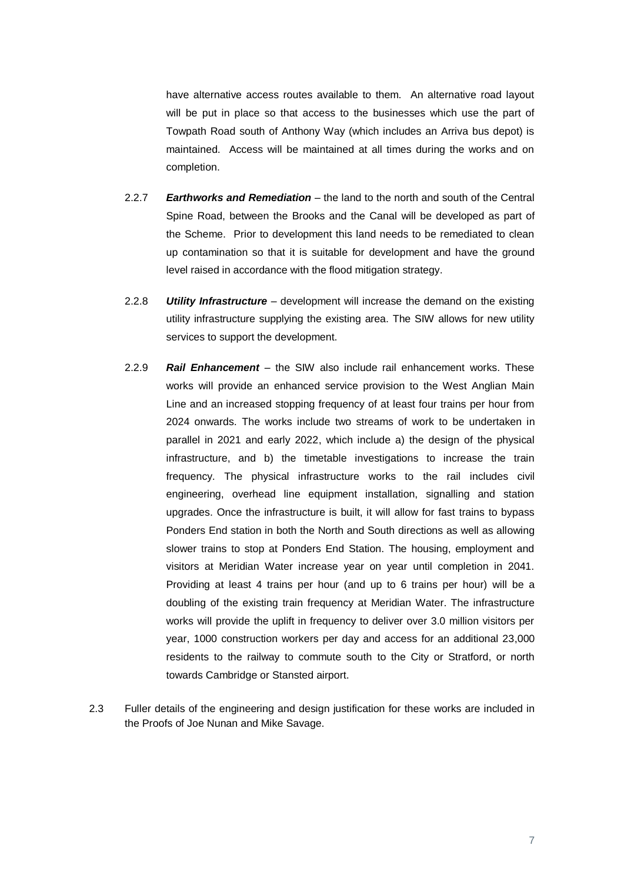have alternative access routes available to them. An alternative road layout will be put in place so that access to the businesses which use the part of Towpath Road south of Anthony Way (which includes an Arriva bus depot) is maintained. Access will be maintained at all times during the works and on completion.

2.2.7 ***Earthworks and Remediation*** – the land to the north and south of the Central Spine Road, between the Brooks and the Canal will be developed as part of the Scheme. Prior to development this land needs to be remediated to clean up contamination so that it is suitable for development and have the ground level raised in accordance with the flood mitigation strategy.

2.2.8 ***Utility Infrastructure*** – development will increase the demand on the existing utility infrastructure supplying the existing area. The SIW allows for new utility services to support the development.

2.2.9 ***Rail Enhancement*** – the SIW also include rail enhancement works. These works will provide an enhanced service provision to the West Anglian Main Line and an increased stopping frequency of at least four trains per hour from 2024 onwards. The works include two streams of work to be undertaken in parallel in 2021 and early 2022, which include a) the design of the physical infrastructure, and b) the timetable investigations to increase the train frequency. The physical infrastructure works to the rail includes civil engineering, overhead line equipment installation, signalling and station upgrades. Once the infrastructure is built, it will allow for fast trains to bypass Ponders End station in both the North and South directions as well as allowing slower trains to stop at Ponders End Station. The housing, employment and visitors at Meridian Water increase year on year until completion in 2041. Providing at least 4 trains per hour (and up to 6 trains per hour) will be a doubling of the existing train frequency at Meridian Water. The infrastructure works will provide the uplift in frequency to deliver over 3.0 million visitors per year, 1000 construction workers per day and access for an additional 23,000 residents to the railway to commute south to the City or Stratford, or north towards Cambridge or Stansted airport.

2.3 Fuller details of the engineering and design justification for these works are included in the Proofs of Joe Nunan and Mike Savage.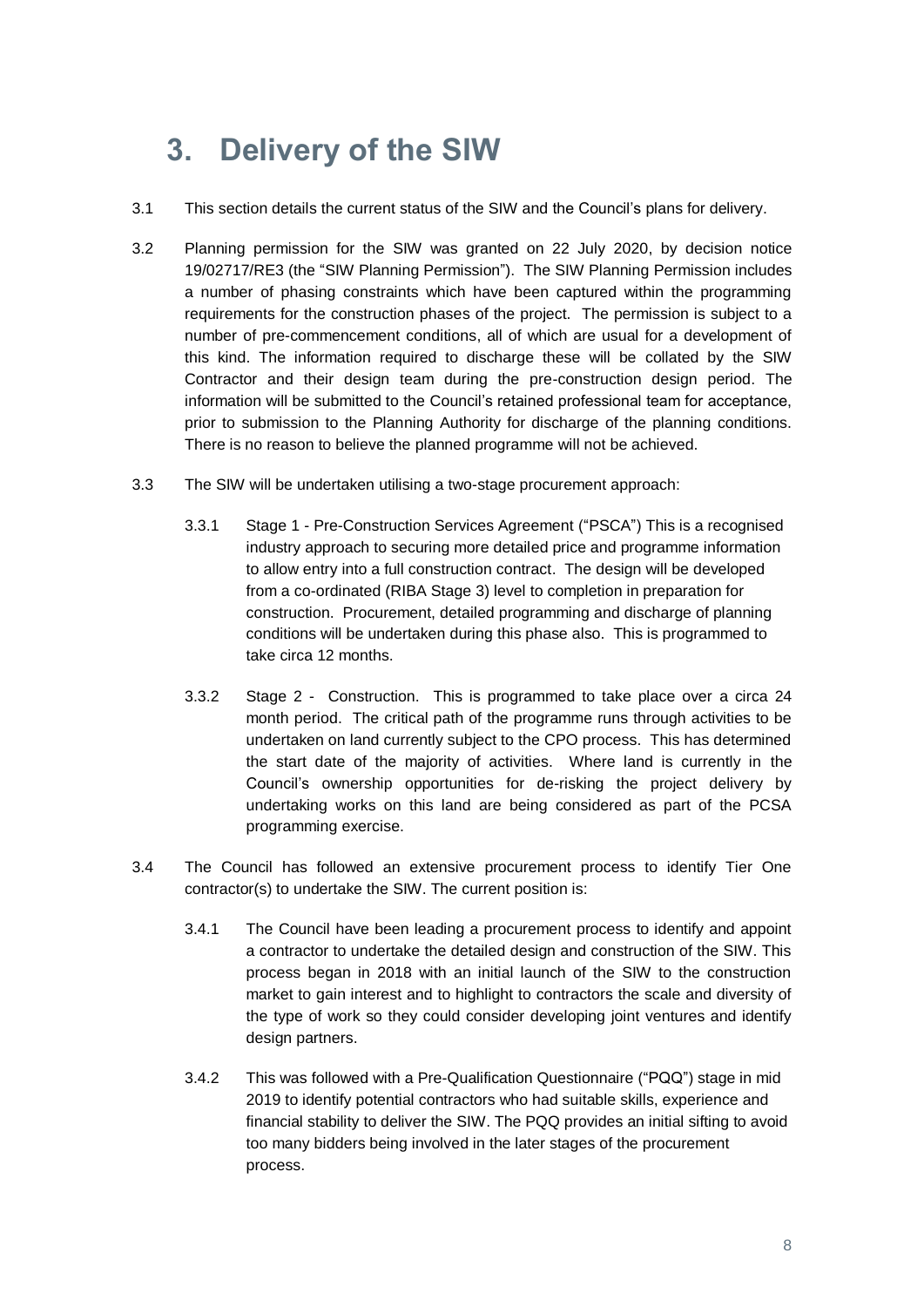# 3. Delivery of the SIW

3.1 This section details the current status of the SIW and the Council's plans for delivery.

3.2 Planning permission for the SIW was granted on 22 July 2020, by decision notice 19/02717/RE3 (the "SIW Planning Permission"). The SIW Planning Permission includes a number of phasing constraints which have been captured within the programming requirements for the construction phases of the project. The permission is subject to a number of pre-commencement conditions, all of which are usual for a development of this kind. The information required to discharge these will be collated by the SIW Contractor and their design team during the pre-construction design period. The information will be submitted to the Council's retained professional team for acceptance, prior to submission to the Planning Authority for discharge of the planning conditions. There is no reason to believe the planned programme will not be achieved.

3.3 The SIW will be undertaken utilising a two-stage procurement approach:

3.3.1 Stage 1 - Pre-Construction Services Agreement ("PSCA") This is a recognised industry approach to securing more detailed price and programme information to allow entry into a full construction contract. The design will be developed from a co-ordinated (RIBA Stage 3) level to completion in preparation for construction. Procurement, detailed programming and discharge of planning conditions will be undertaken during this phase also. This is programmed to take circa 12 months.

3.3.2 Stage 2 - Construction. This is programmed to take place over a circa 24 month period. The critical path of the programme runs through activities to be undertaken on land currently subject to the CPO process. This has determined the start date of the majority of activities. Where land is currently in the Council's ownership opportunities for de-risking the project delivery by undertaking works on this land are being considered as part of the PCSA programming exercise.

3.4 The Council has followed an extensive procurement process to identify Tier One contractor(s) to undertake the SIW. The current position is:

3.4.1 The Council have been leading a procurement process to identify and appoint a contractor to undertake the detailed design and construction of the SIW. This process began in 2018 with an initial launch of the SIW to the construction market to gain interest and to highlight to contractors the scale and diversity of the type of work so they could consider developing joint ventures and identify design partners.

3.4.2 This was followed with a Pre-Qualification Questionnaire ("PQQ") stage in mid 2019 to identify potential contractors who had suitable skills, experience and financial stability to deliver the SIW. The PQQ provides an initial sifting to avoid too many bidders being involved in the later stages of the procurement process.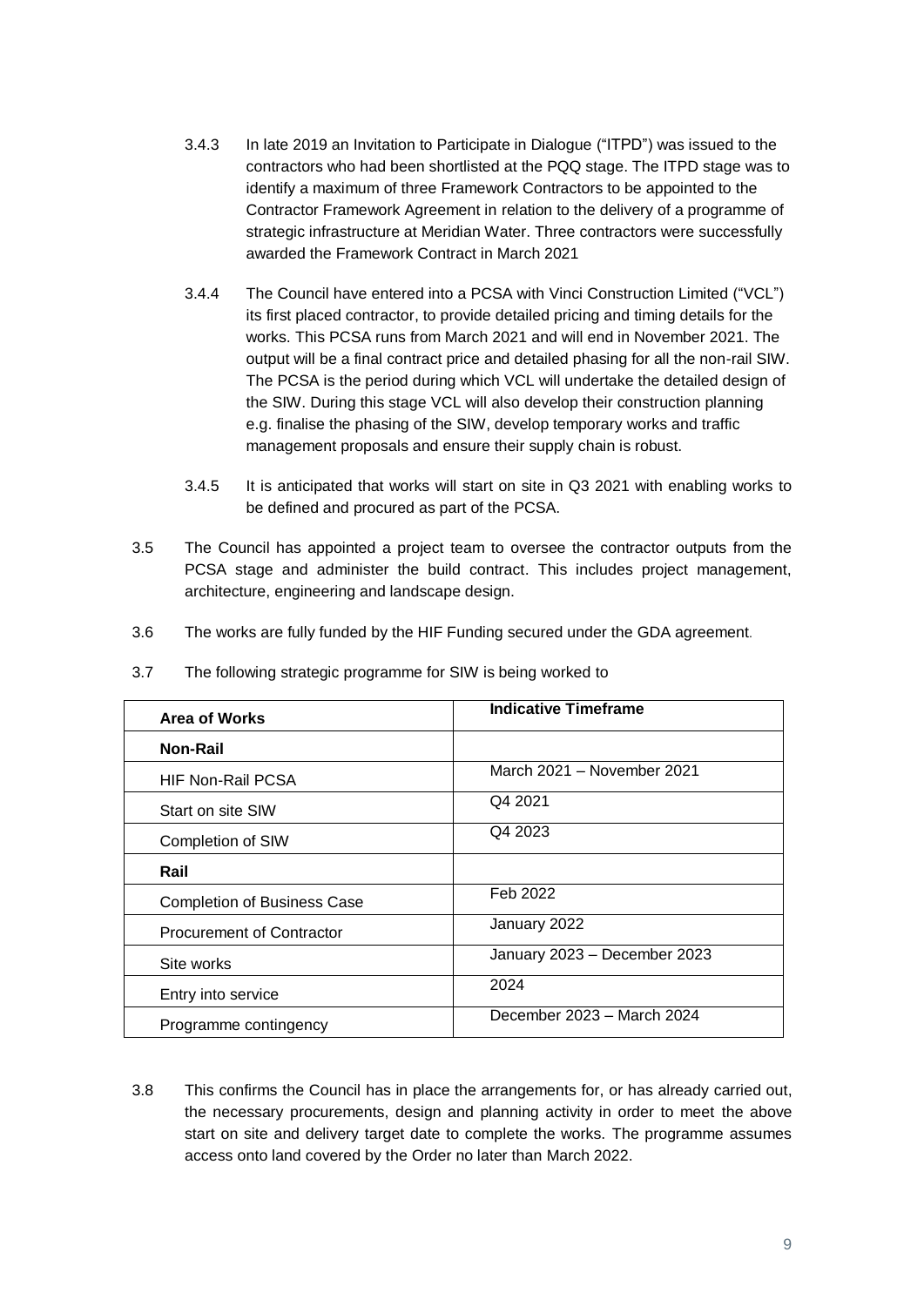3.4.3 In late 2019 an Invitation to Participate in Dialogue ("ITPD") was issued to the contractors who had been shortlisted at the PQQ stage. The ITPD stage was to identify a maximum of three Framework Contractors to be appointed to the Contractor Framework Agreement in relation to the delivery of a programme of strategic infrastructure at Meridian Water. Three contractors were successfully awarded the Framework Contract in March 2021

3.4.4 The Council have entered into a PCSA with Vinci Construction Limited ("VCL") its first placed contractor, to provide detailed pricing and timing details for the works. This PCSA runs from March 2021 and will end in November 2021. The output will be a final contract price and detailed phasing for all the non-rail SIW. The PCSA is the period during which VCL will undertake the detailed design of the SIW. During this stage VCL will also develop their construction planning e.g. finalise the phasing of the SIW, develop temporary works and traffic management proposals and ensure their supply chain is robust.

3.4.5 It is anticipated that works will start on site in Q3 2021 with enabling works to be defined and procured as part of the PCSA.

3.5 The Council has appointed a project team to oversee the contractor outputs from the PCSA stage and administer the build contract. This includes project management, architecture, engineering and landscape design.

3.6 The works are fully funded by the HIF Funding secured under the GDA agreement.

3.7 The following strategic programme for SIW is being worked to

| Area of Works | Indicative Timeframe |
|---|---|
| **Non-Rail** | |
| HIF Non-Rail PCSA | March 2021 – November 2021 |
| Start on site SIW | Q4 2021 |
| Completion of SIW | Q4 2023 |
| **Rail** | |
| Completion of Business Case | Feb 2022 |
| Procurement of Contractor | January 2022 |
| Site works | January 2023 – December 2023 |
| Entry into service | 2024 |
| Programme contingency | December 2023 – March 2024 |

3.8 This confirms the Council has in place the arrangements for, or has already carried out, the necessary procurements, design and planning activity in order to meet the above start on site and delivery target date to complete the works. The programme assumes access onto land covered by the Order no later than March 2022.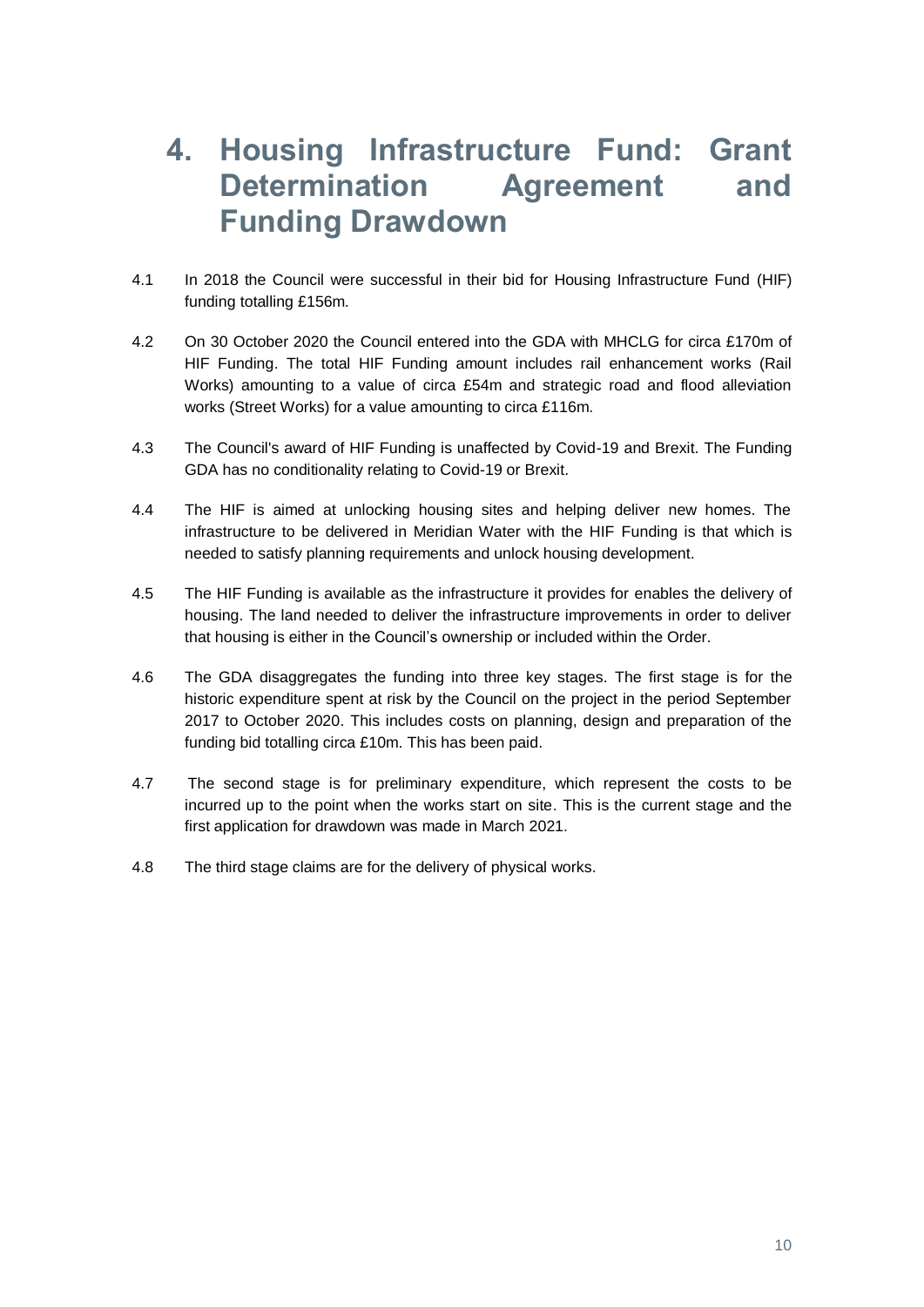# 4. Housing Infrastructure Fund: Grant Determination Agreement and Funding Drawdown

4.1 In 2018 the Council were successful in their bid for Housing Infrastructure Fund (HIF) funding totalling £156m.

4.2 On 30 October 2020 the Council entered into the GDA with MHCLG for circa £170m of HIF Funding. The total HIF Funding amount includes rail enhancement works (Rail Works) amounting to a value of circa £54m and strategic road and flood alleviation works (Street Works) for a value amounting to circa £116m.

4.3 The Council's award of HIF Funding is unaffected by Covid-19 and Brexit. The Funding GDA has no conditionality relating to Covid-19 or Brexit.

4.4 The HIF is aimed at unlocking housing sites and helping deliver new homes. The infrastructure to be delivered in Meridian Water with the HIF Funding is that which is needed to satisfy planning requirements and unlock housing development.

4.5 The HIF Funding is available as the infrastructure it provides for enables the delivery of housing. The land needed to deliver the infrastructure improvements in order to deliver that housing is either in the Council's ownership or included within the Order.

4.6 The GDA disaggregates the funding into three key stages. The first stage is for the historic expenditure spent at risk by the Council on the project in the period September 2017 to October 2020. This includes costs on planning, design and preparation of the funding bid totalling circa £10m. This has been paid.

4.7 The second stage is for preliminary expenditure, which represent the costs to be incurred up to the point when the works start on site. This is the current stage and the first application for drawdown was made in March 2021.

4.8 The third stage claims are for the delivery of physical works.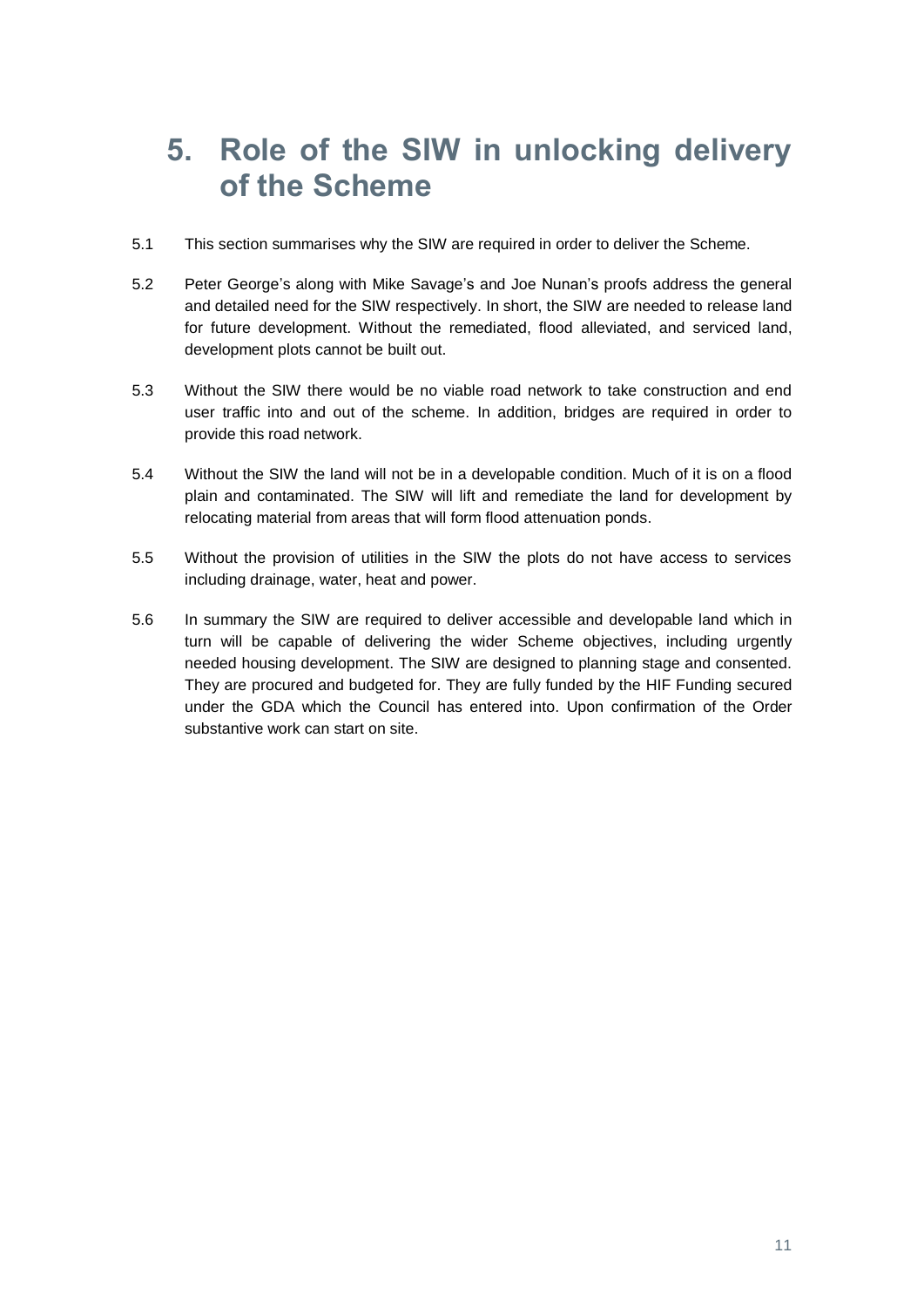# 5. Role of the SIW in unlocking delivery of the Scheme

5.1 This section summarises why the SIW are required in order to deliver the Scheme.

5.2 Peter George's along with Mike Savage's and Joe Nunan's proofs address the general and detailed need for the SIW respectively. In short, the SIW are needed to release land for future development. Without the remediated, flood alleviated, and serviced land, development plots cannot be built out.

5.3 Without the SIW there would be no viable road network to take construction and end user traffic into and out of the scheme. In addition, bridges are required in order to provide this road network.

5.4 Without the SIW the land will not be in a developable condition. Much of it is on a flood plain and contaminated. The SIW will lift and remediate the land for development by relocating material from areas that will form flood attenuation ponds.

5.5 Without the provision of utilities in the SIW the plots do not have access to services including drainage, water, heat and power.

5.6 In summary the SIW are required to deliver accessible and developable land which in turn will be capable of delivering the wider Scheme objectives, including urgently needed housing development. The SIW are designed to planning stage and consented. They are procured and budgeted for. They are fully funded by the HIF Funding secured under the GDA which the Council has entered into. Upon confirmation of the Order substantive work can start on site.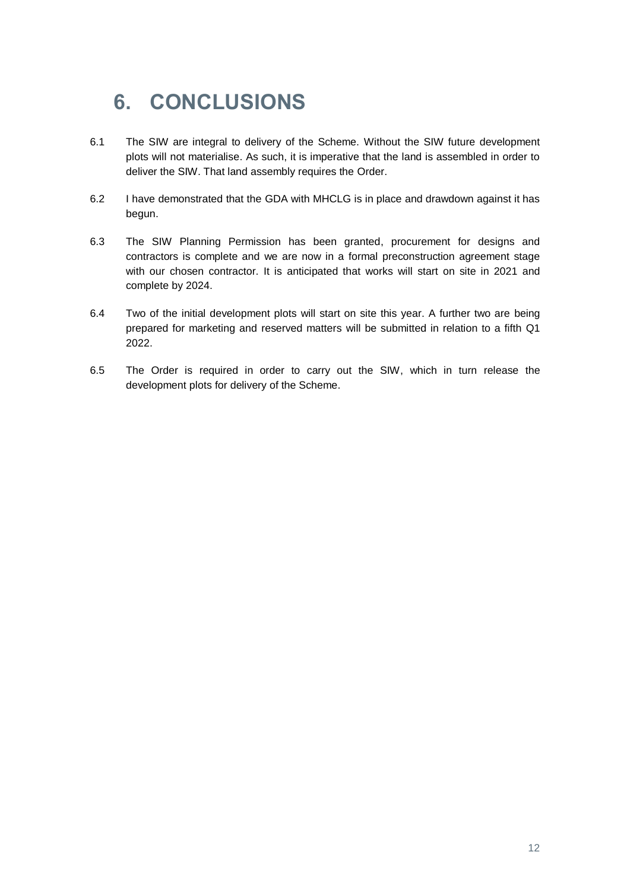# 6. CONCLUSIONS

6.1 The SIW are integral to delivery of the Scheme. Without the SIW future development plots will not materialise. As such, it is imperative that the land is assembled in order to deliver the SIW. That land assembly requires the Order.

6.2 I have demonstrated that the GDA with MHCLG is in place and drawdown against it has begun.

6.3 The SIW Planning Permission has been granted, procurement for designs and contractors is complete and we are now in a formal preconstruction agreement stage with our chosen contractor. It is anticipated that works will start on site in 2021 and complete by 2024.

6.4 Two of the initial development plots will start on site this year. A further two are being prepared for marketing and reserved matters will be submitted in relation to a fifth Q1 2022.

6.5 The Order is required in order to carry out the SIW, which in turn release the development plots for delivery of the Scheme.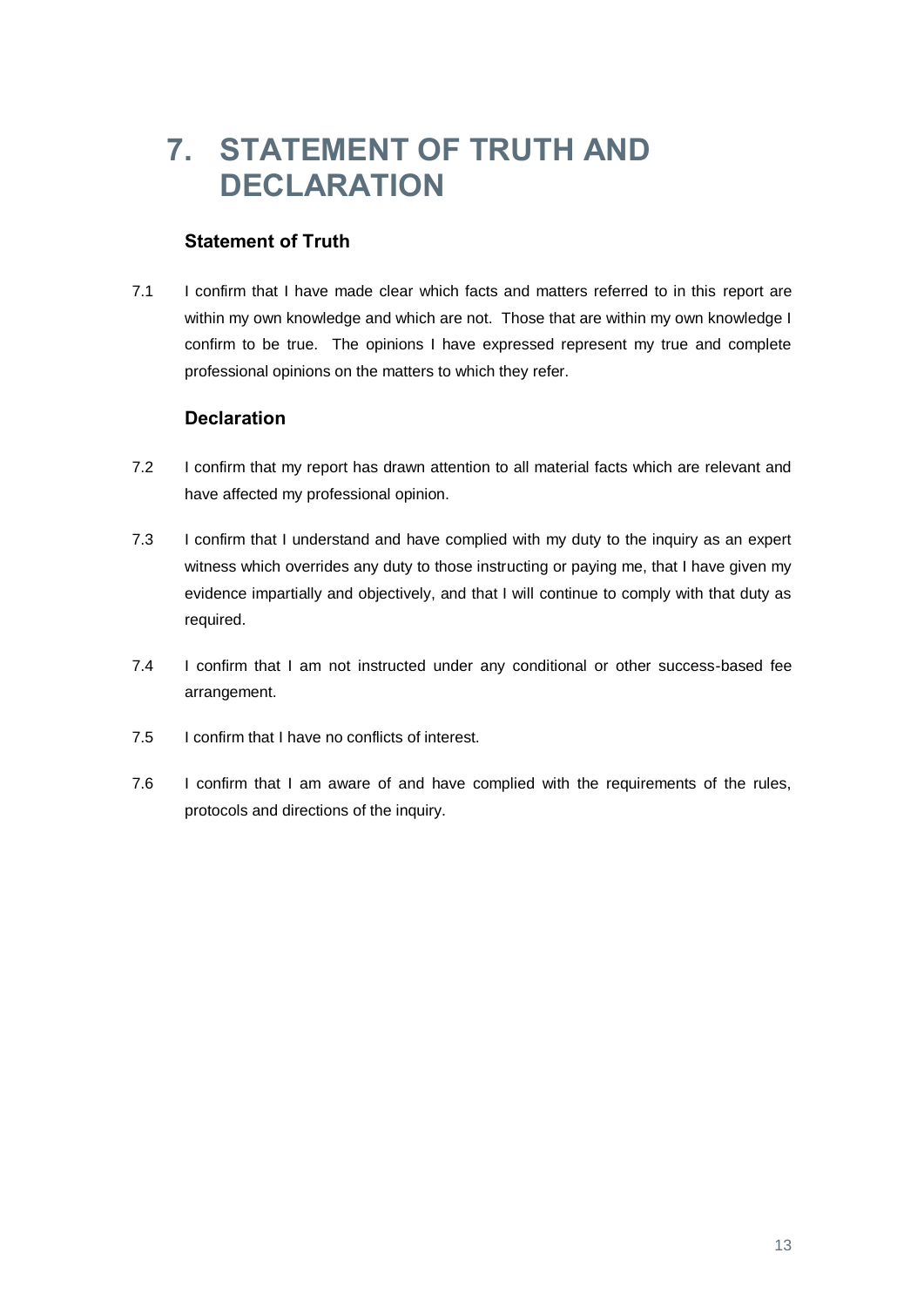# 7. STATEMENT OF TRUTH AND DECLARATION

### Statement of Truth

7.1 I confirm that I have made clear which facts and matters referred to in this report are within my own knowledge and which are not. Those that are within my own knowledge I confirm to be true. The opinions I have expressed represent my true and complete professional opinions on the matters to which they refer.

### Declaration

7.2 I confirm that my report has drawn attention to all material facts which are relevant and have affected my professional opinion.

7.3 I confirm that I understand and have complied with my duty to the inquiry as an expert witness which overrides any duty to those instructing or paying me, that I have given my evidence impartially and objectively, and that I will continue to comply with that duty as required.

7.4 I confirm that I am not instructed under any conditional or other success-based fee arrangement.

7.5 I confirm that I have no conflicts of interest.

7.6 I confirm that I am aware of and have complied with the requirements of the rules, protocols and directions of the inquiry.